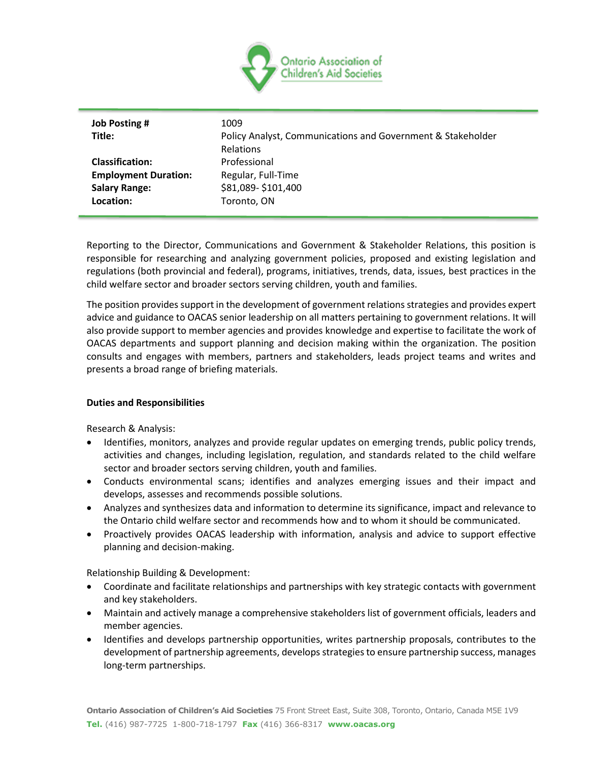Ontario Association of Children's Aid Societies

| | |
|---|---|
| **Job Posting #** | 1009 |
| **Title:** | Policy Analyst, Communications and Government & Stakeholder Relations |
| **Classification:** | Professional |
| **Employment Duration:** | Regular, Full-Time |
| **Salary Range:** | $81,089- $101,400 |
| **Location:** | Toronto, ON |

Reporting to the Director, Communications and Government & Stakeholder Relations, this position is responsible for researching and analyzing government policies, proposed and existing legislation and regulations (both provincial and federal), programs, initiatives, trends, data, issues, best practices in the child welfare sector and broader sectors serving children, youth and families.

The position provides support in the development of government relations strategies and provides expert advice and guidance to OACAS senior leadership on all matters pertaining to government relations. It will also provide support to member agencies and provides knowledge and expertise to facilitate the work of OACAS departments and support planning and decision making within the organization. The position consults and engages with members, partners and stakeholders, leads project teams and writes and presents a broad range of briefing materials.

**Duties and Responsibilities**

Research & Analysis:

- Identifies, monitors, analyzes and provide regular updates on emerging trends, public policy trends, activities and changes, including legislation, regulation, and standards related to the child welfare sector and broader sectors serving children, youth and families.
- Conducts environmental scans; identifies and analyzes emerging issues and their impact and develops, assesses and recommends possible solutions.
- Analyzes and synthesizes data and information to determine its significance, impact and relevance to the Ontario child welfare sector and recommends how and to whom it should be communicated.
- Proactively provides OACAS leadership with information, analysis and advice to support effective planning and decision-making.

Relationship Building & Development:

- Coordinate and facilitate relationships and partnerships with key strategic contacts with government and key stakeholders.
- Maintain and actively manage a comprehensive stakeholders list of government officials, leaders and member agencies.
- Identifies and develops partnership opportunities, writes partnership proposals, contributes to the development of partnership agreements, develops strategies to ensure partnership success, manages long-term partnerships.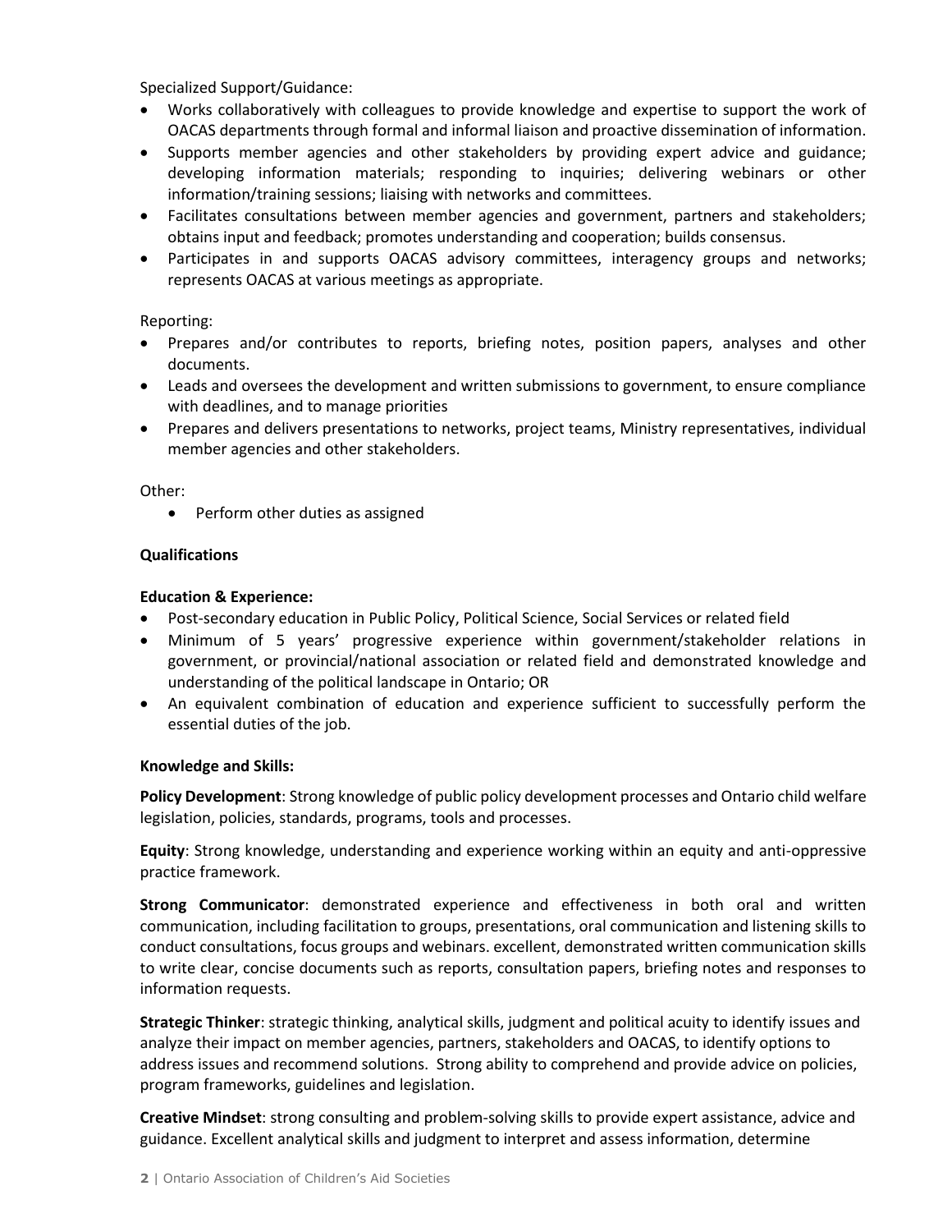Specialized Support/Guidance:

- Works collaboratively with colleagues to provide knowledge and expertise to support the work of OACAS departments through formal and informal liaison and proactive dissemination of information.
- Supports member agencies and other stakeholders by providing expert advice and guidance; developing information materials; responding to inquiries; delivering webinars or other information/training sessions; liaising with networks and committees.
- Facilitates consultations between member agencies and government, partners and stakeholders; obtains input and feedback; promotes understanding and cooperation; builds consensus.
- Participates in and supports OACAS advisory committees, interagency groups and networks; represents OACAS at various meetings as appropriate.

Reporting:

- Prepares and/or contributes to reports, briefing notes, position papers, analyses and other documents.
- Leads and oversees the development and written submissions to government, to ensure compliance with deadlines, and to manage priorities
- Prepares and delivers presentations to networks, project teams, Ministry representatives, individual member agencies and other stakeholders.

Other:

- Perform other duties as assigned

**Qualifications**

**Education & Experience:**

- Post-secondary education in Public Policy, Political Science, Social Services or related field
- Minimum of 5 years' progressive experience within government/stakeholder relations in government, or provincial/national association or related field and demonstrated knowledge and understanding of the political landscape in Ontario; OR
- An equivalent combination of education and experience sufficient to successfully perform the essential duties of the job.

**Knowledge and Skills:**

**Policy Development**: Strong knowledge of public policy development processes and Ontario child welfare legislation, policies, standards, programs, tools and processes.

**Equity**: Strong knowledge, understanding and experience working within an equity and anti-oppressive practice framework.

**Strong Communicator**: demonstrated experience and effectiveness in both oral and written communication, including facilitation to groups, presentations, oral communication and listening skills to conduct consultations, focus groups and webinars. excellent, demonstrated written communication skills to write clear, concise documents such as reports, consultation papers, briefing notes and responses to information requests.

**Strategic Thinker**: strategic thinking, analytical skills, judgment and political acuity to identify issues and analyze their impact on member agencies, partners, stakeholders and OACAS, to identify options to address issues and recommend solutions. Strong ability to comprehend and provide advice on policies, program frameworks, guidelines and legislation.

**Creative Mindset**: strong consulting and problem-solving skills to provide expert assistance, advice and guidance. Excellent analytical skills and judgment to interpret and assess information, determine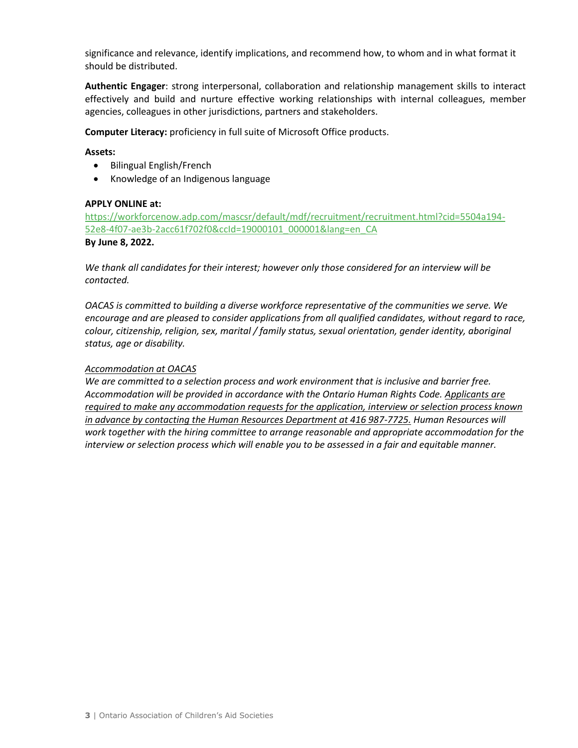significance and relevance, identify implications, and recommend how, to whom and in what format it should be distributed.

**Authentic Engager**: strong interpersonal, collaboration and relationship management skills to interact effectively and build and nurture effective working relationships with internal colleagues, member agencies, colleagues in other jurisdictions, partners and stakeholders.

**Computer Literacy:** proficiency in full suite of Microsoft Office products.

**Assets:**

- Bilingual English/French
- Knowledge of an Indigenous language

**APPLY ONLINE at:**

https://workforcenow.adp.com/mascsr/default/mdf/recruitment/recruitment.html?cid=5504a194-52e8-4f07-ae3b-2acc61f702f0&ccId=19000101_000001&lang=en_CA

**By June 8, 2022.**

*We thank all candidates for their interest; however only those considered for an interview will be contacted.*

*OACAS is committed to building a diverse workforce representative of the communities we serve. We encourage and are pleased to consider applications from all qualified candidates, without regard to race, colour, citizenship, religion, sex, marital / family status, sexual orientation, gender identity, aboriginal status, age or disability.*

*Accommodation at OACAS*

*We are committed to a selection process and work environment that is inclusive and barrier free. Accommodation will be provided in accordance with the Ontario Human Rights Code. Applicants are required to make any accommodation requests for the application, interview or selection process known in advance by contacting the Human Resources Department at 416 987-7725. Human Resources will work together with the hiring committee to arrange reasonable and appropriate accommodation for the interview or selection process which will enable you to be assessed in a fair and equitable manner.*